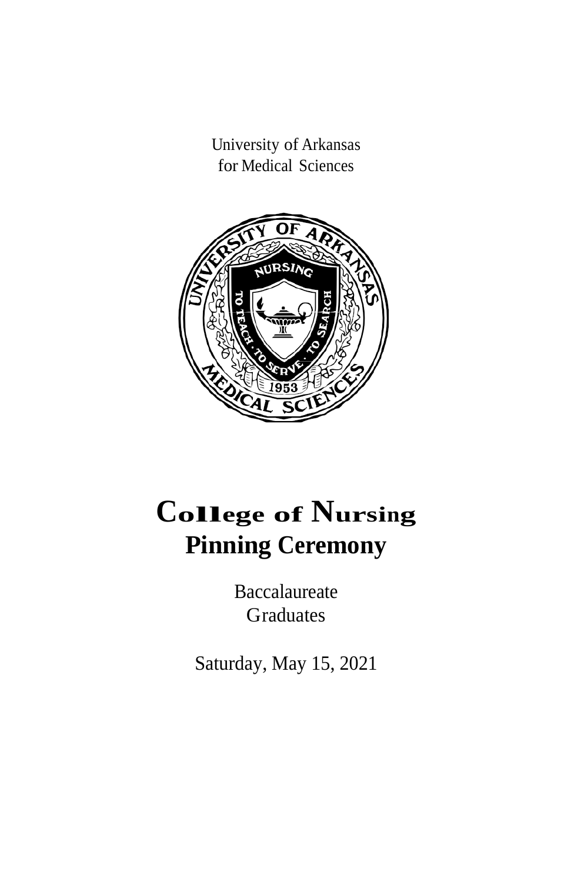University of Arkansas
for Medical Sciences

# College of Nursing
## Pinning Ceremony

Baccalaureate
Graduates

Saturday, May 15, 2021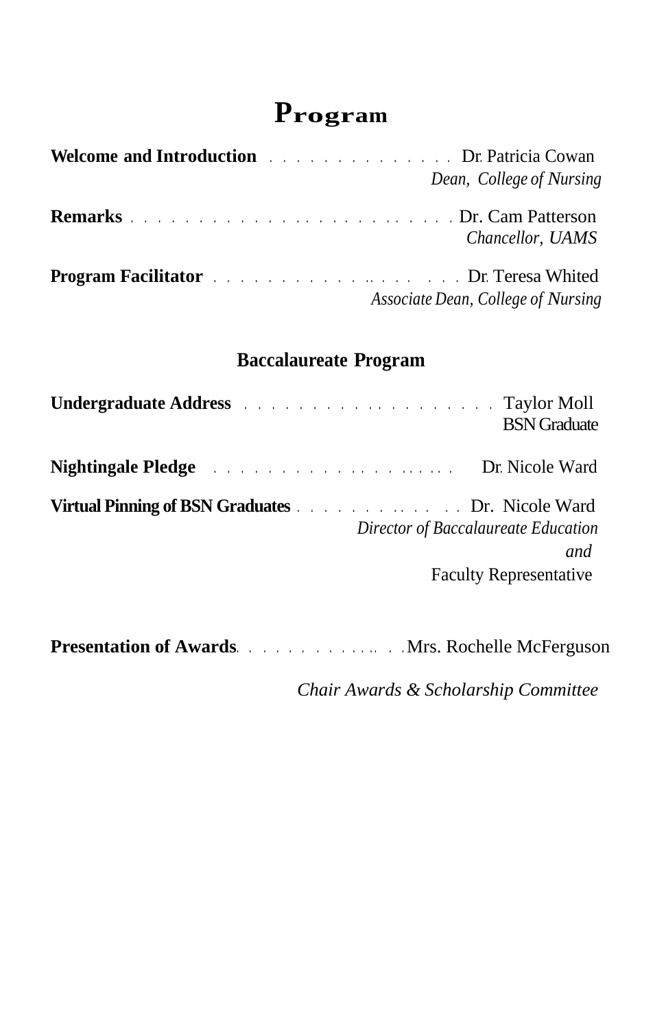# Program

**Welcome and Introduction** . . . . . . . . . . . . . . . Dr. Patricia Cowan
*Dean, College of Nursing*

**Remarks** . . . . . . . . . . . . . . . . . . . . . . . . . Dr. Cam Patterson
*Chancellor, UAMS*

**Program Facilitator** . . . . . . . . . . . . . . . . . . . Dr. Teresa Whited
*Associate Dean, College of Nursing*

## Baccalaureate Program

**Undergraduate Address** . . . . . . . . . . . . . . . . . . . . Taylor Moll
BSN Graduate

**Nightingale Pledge** . . . . . . . . . . . . . . . . . . . . . Dr. Nicole Ward

**Virtual Pinning of BSN Graduates** . . . . . . . . . . . . . . Dr. Nicole Ward
*Director of Baccalaureate Education*
*and*
Faculty Representative

**Presentation of Awards**. . . . . . . . . . . . . . . . Mrs. Rochelle McFerguson
*Chair Awards & Scholarship Committee*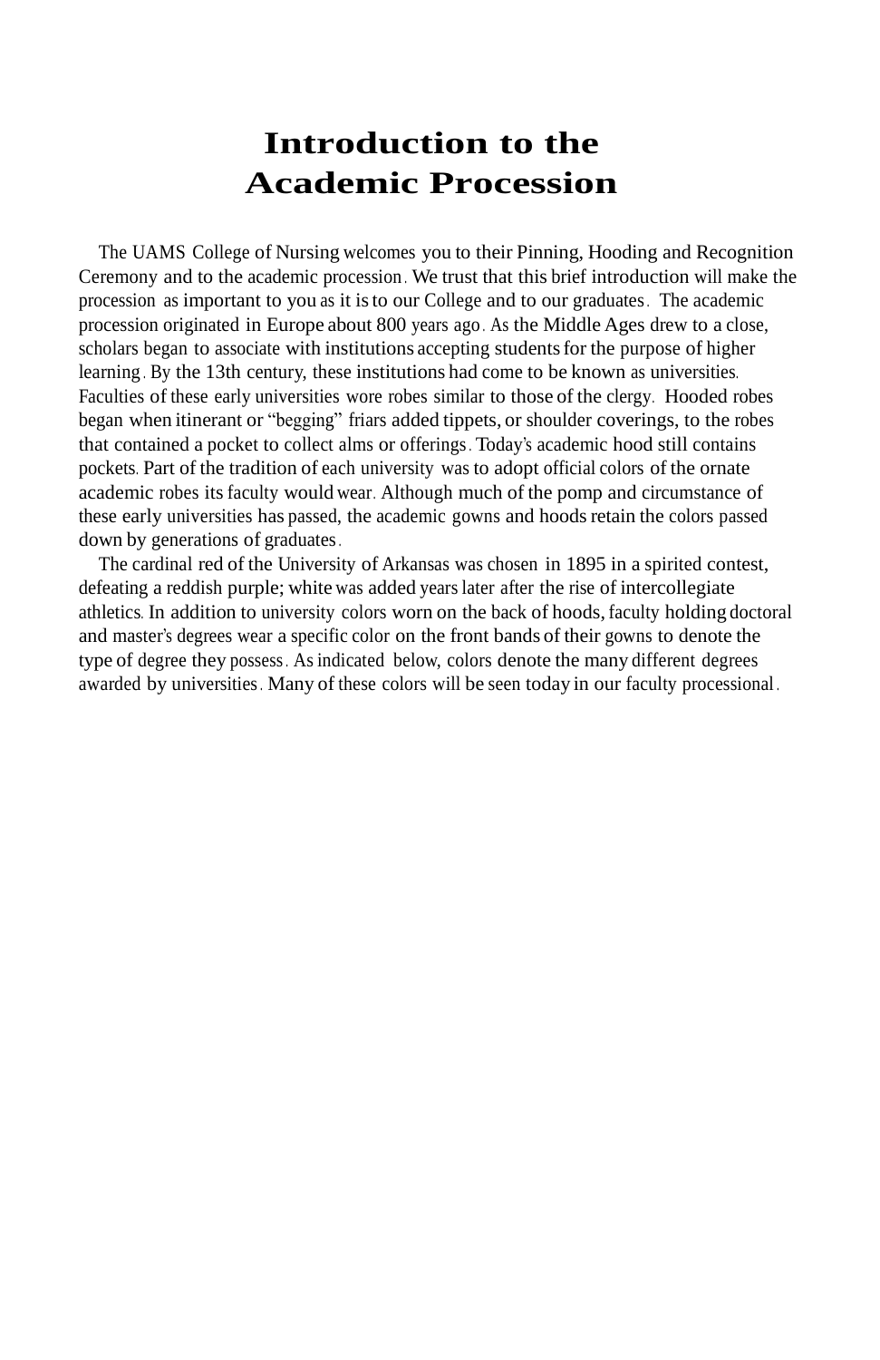# Introduction to the Academic Procession

The UAMS College of Nursing welcomes you to their Pinning, Hooding and Recognition Ceremony and to the academic procession. We trust that this brief introduction will make the procession as important to you as it is to our College and to our graduates. The academic procession originated in Europe about 800 years ago. As the Middle Ages drew to a close, scholars began to associate with institutions accepting students for the purpose of higher learning. By the 13th century, these institutions had come to be known as universities. Faculties of these early universities wore robes similar to those of the clergy. Hooded robes began when itinerant or "begging" friars added tippets, or shoulder coverings, to the robes that contained a pocket to collect alms or offerings. Today's academic hood still contains pockets. Part of the tradition of each university was to adopt official colors of the ornate academic robes its faculty would wear. Although much of the pomp and circumstance of these early universities has passed, the academic gowns and hoods retain the colors passed down by generations of graduates.

The cardinal red of the University of Arkansas was chosen in 1895 in a spirited contest, defeating a reddish purple; white was added years later after the rise of intercollegiate athletics. In addition to university colors worn on the back of hoods, faculty holding doctoral and master's degrees wear a specific color on the front bands of their gowns to denote the type of degree they possess. As indicated below, colors denote the many different degrees awarded by universities. Many of these colors will be seen today in our faculty processional.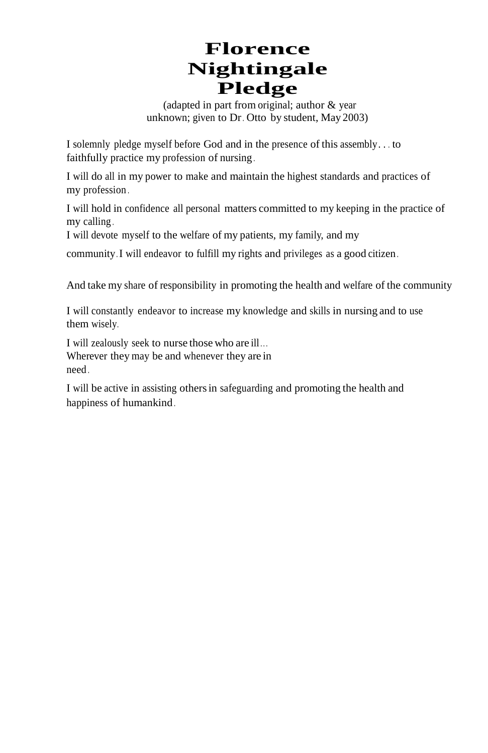# Florence Nightingale Pledge

(adapted in part from original; author & year unknown; given to Dr. Otto by student, May 2003)

I solemnly pledge myself before God and in the presence of this assembly. . . to faithfully practice my profession of nursing.

I will do all in my power to make and maintain the highest standards and practices of my profession.

I will hold in confidence all personal matters committed to my keeping in the practice of my calling.

I will devote myself to the welfare of my patients, my family, and my community. I will endeavor to fulfill my rights and privileges as a good citizen.

And take my share of responsibility in promoting the health and welfare of the community

I will constantly endeavor to increase my knowledge and skills in nursing and to use them wisely.

I will zealously seek to nurse those who are ill…
Wherever they may be and whenever they are in need.

I will be active in assisting others in safeguarding and promoting the health and happiness of humankind.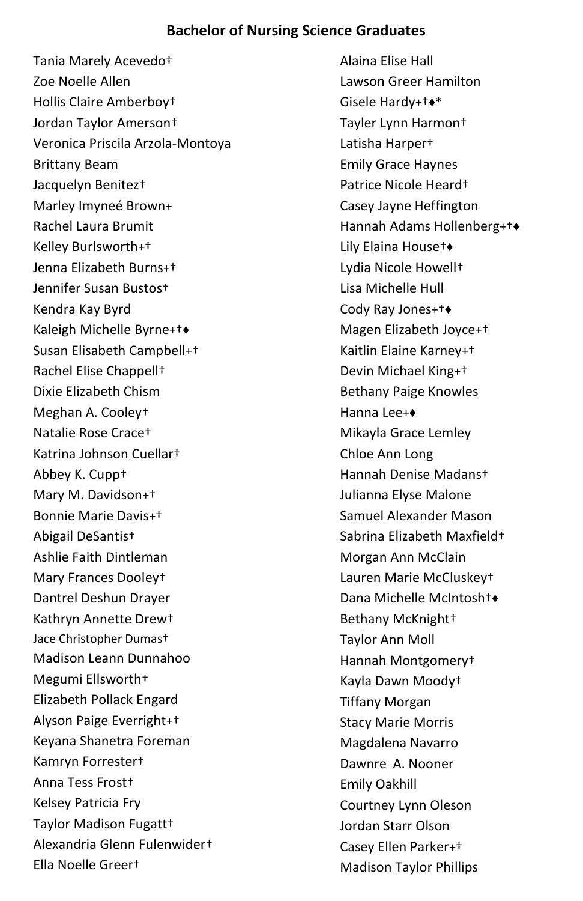**Bachelor of Nursing Science Graduates**

Tania Marely Acevedo†
Zoe Noelle Allen
Hollis Claire Amberboy†
Jordan Taylor Amerson†
Veronica Priscila Arzola-Montoya
Brittany Beam
Jacquelyn Benitez†
Marley Imyneé Brown+
Rachel Laura Brumit
Kelley Burlsworth+†
Jenna Elizabeth Burns+†
Jennifer Susan Bustos†
Kendra Kay Byrd
Kaleigh Michelle Byrne+†♦
Susan Elisabeth Campbell+†
Rachel Elise Chappell†
Dixie Elizabeth Chism
Meghan A. Cooley†
Natalie Rose Crace†
Katrina Johnson Cuellar†
Abbey K. Cupp†
Mary M. Davidson+†
Bonnie Marie Davis+†
Abigail DeSantis†
Ashlie Faith Dintleman
Mary Frances Dooley†
Dantrel Deshun Drayer
Kathryn Annette Drew†
Jace Christopher Dumas†
Madison Leann Dunnahoo
Megumi Ellsworth†
Elizabeth Pollack Engard
Alyson Paige Everright+†
Keyana Shanetra Foreman
Kamryn Forrester†
Anna Tess Frost†
Kelsey Patricia Fry
Taylor Madison Fugatt†
Alexandria Glenn Fulenwider†
Ella Noelle Greer†
Alaina Elise Hall
Lawson Greer Hamilton
Gisele Hardy+†♦*
Tayler Lynn Harmon†
Latisha Harper†
Emily Grace Haynes
Patrice Nicole Heard†
Casey Jayne Heffington
Hannah Adams Hollenberg+†♦
Lily Elaina House†♦
Lydia Nicole Howell†
Lisa Michelle Hull
Cody Ray Jones+†♦
Magen Elizabeth Joyce+†
Kaitlin Elaine Karney+†
Devin Michael King+†
Bethany Paige Knowles
Hanna Lee+♦
Mikayla Grace Lemley
Chloe Ann Long
Hannah Denise Madans†
Julianna Elyse Malone
Samuel Alexander Mason
Sabrina Elizabeth Maxfield†
Morgan Ann McClain
Lauren Marie McCluskey†
Dana Michelle McIntosh†♦
Bethany McKnight†
Taylor Ann Moll
Hannah Montgomery†
Kayla Dawn Moody†
Tiffany Morgan
Stacy Marie Morris
Magdalena Navarro
Dawnre A. Nooner
Emily Oakhill
Courtney Lynn Oleson
Jordan Starr Olson
Casey Ellen Parker+†
Madison Taylor Phillips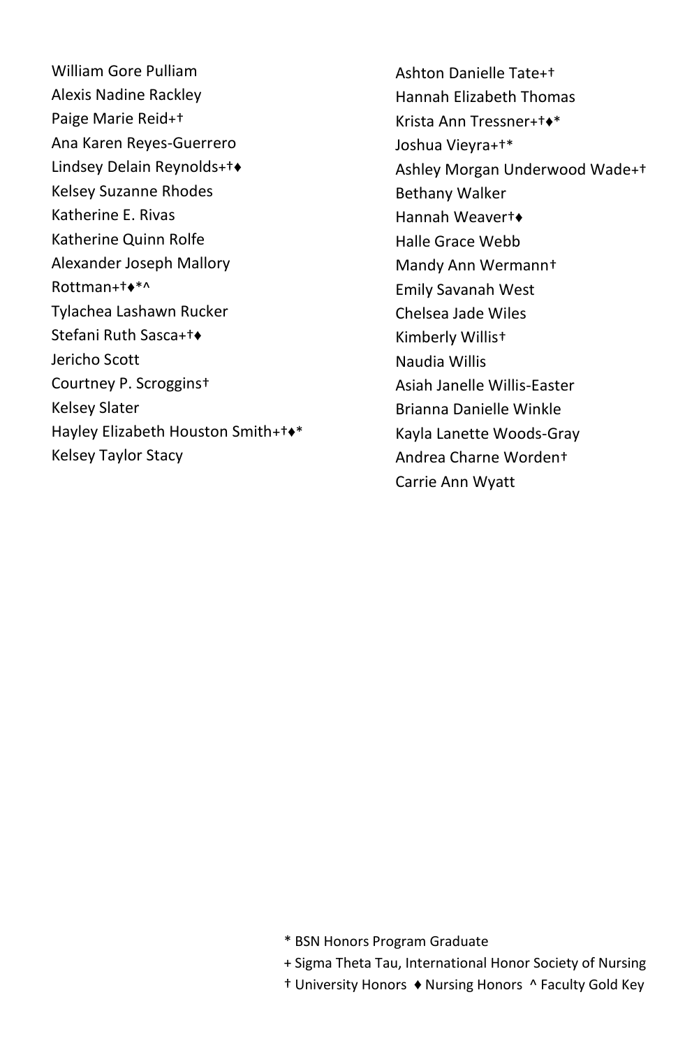William Gore Pulliam
Alexis Nadine Rackley
Paige Marie Reid+†
Ana Karen Reyes-Guerrero
Lindsey Delain Reynolds+†♦
Kelsey Suzanne Rhodes
Katherine E. Rivas
Katherine Quinn Rolfe
Alexander Joseph Mallory Rottman+†♦*^
Tylachea Lashawn Rucker
Stefani Ruth Sasca+†♦
Jericho Scott
Courtney P. Scroggins†
Kelsey Slater
Hayley Elizabeth Houston Smith+†♦*
Kelsey Taylor Stacy
Ashton Danielle Tate+†
Hannah Elizabeth Thomas
Krista Ann Tressner+†♦*
Joshua Vieyra+†*
Ashley Morgan Underwood Wade+†
Bethany Walker
Hannah Weaver†♦
Halle Grace Webb
Mandy Ann Wermann†
Emily Savanah West
Chelsea Jade Wiles
Kimberly Willis†
Naudia Willis
Asiah Janelle Willis-Easter
Brianna Danielle Winkle
Kayla Lanette Woods-Gray
Andrea Charne Worden†
Carrie Ann Wyatt

* BSN Honors Program Graduate
+ Sigma Theta Tau, International Honor Society of Nursing
† University Honors ♦ Nursing Honors ^ Faculty Gold Key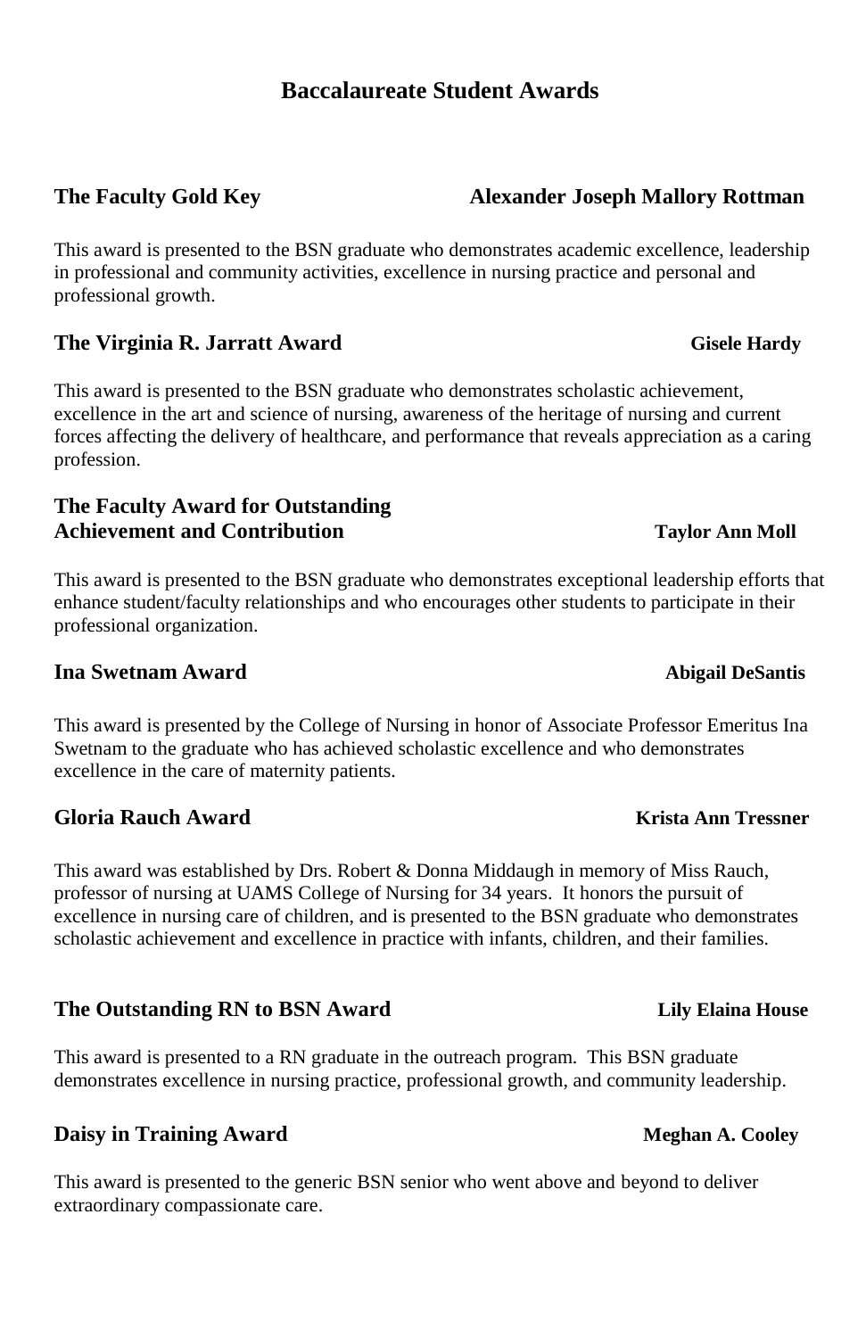# Baccalaureate Student Awards

**The Faculty Gold Key** **Alexander Joseph Mallory Rottman**

This award is presented to the BSN graduate who demonstrates academic excellence, leadership in professional and community activities, excellence in nursing practice and personal and professional growth.

**The Virginia R. Jarratt Award** **Gisele Hardy**

This award is presented to the BSN graduate who demonstrates scholastic achievement, excellence in the art and science of nursing, awareness of the heritage of nursing and current forces affecting the delivery of healthcare, and performance that reveals appreciation as a caring profession.

**The Faculty Award for Outstanding Achievement and Contribution** **Taylor Ann Moll**

This award is presented to the BSN graduate who demonstrates exceptional leadership efforts that enhance student/faculty relationships and who encourages other students to participate in their professional organization.

**Ina Swetnam Award** **Abigail DeSantis**

This award is presented by the College of Nursing in honor of Associate Professor Emeritus Ina Swetnam to the graduate who has achieved scholastic excellence and who demonstrates excellence in the care of maternity patients.

**Gloria Rauch Award** **Krista Ann Tressner**

This award was established by Drs. Robert & Donna Middaugh in memory of Miss Rauch, professor of nursing at UAMS College of Nursing for 34 years. It honors the pursuit of excellence in nursing care of children, and is presented to the BSN graduate who demonstrates scholastic achievement and excellence in practice with infants, children, and their families.

**The Outstanding RN to BSN Award** **Lily Elaina House**

This award is presented to a RN graduate in the outreach program. This BSN graduate demonstrates excellence in nursing practice, professional growth, and community leadership.

**Daisy in Training Award** **Meghan A. Cooley**

This award is presented to the generic BSN senior who went above and beyond to deliver extraordinary compassionate care.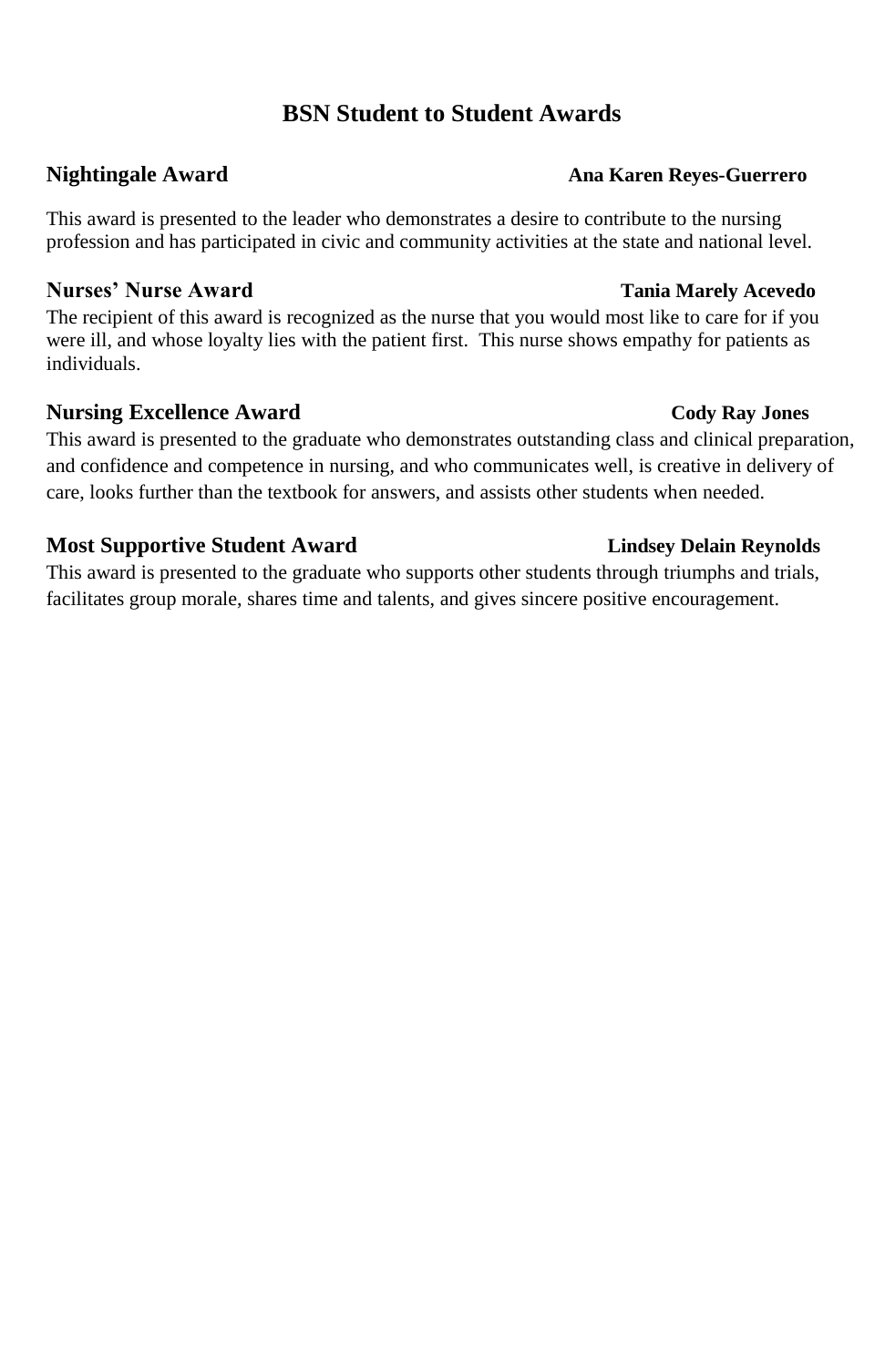# BSN Student to Student Awards

**Nightingale Award** **Ana Karen Reyes-Guerrero**

This award is presented to the leader who demonstrates a desire to contribute to the nursing profession and has participated in civic and community activities at the state and national level.

**Nurses' Nurse Award** **Tania Marely Acevedo**

The recipient of this award is recognized as the nurse that you would most like to care for if you were ill, and whose loyalty lies with the patient first. This nurse shows empathy for patients as individuals.

**Nursing Excellence Award** **Cody Ray Jones**

This award is presented to the graduate who demonstrates outstanding class and clinical preparation, and confidence and competence in nursing, and who communicates well, is creative in delivery of care, looks further than the textbook for answers, and assists other students when needed.

**Most Supportive Student Award** **Lindsey Delain Reynolds**

This award is presented to the graduate who supports other students through triumphs and trials, facilitates group morale, shares time and talents, and gives sincere positive encouragement.